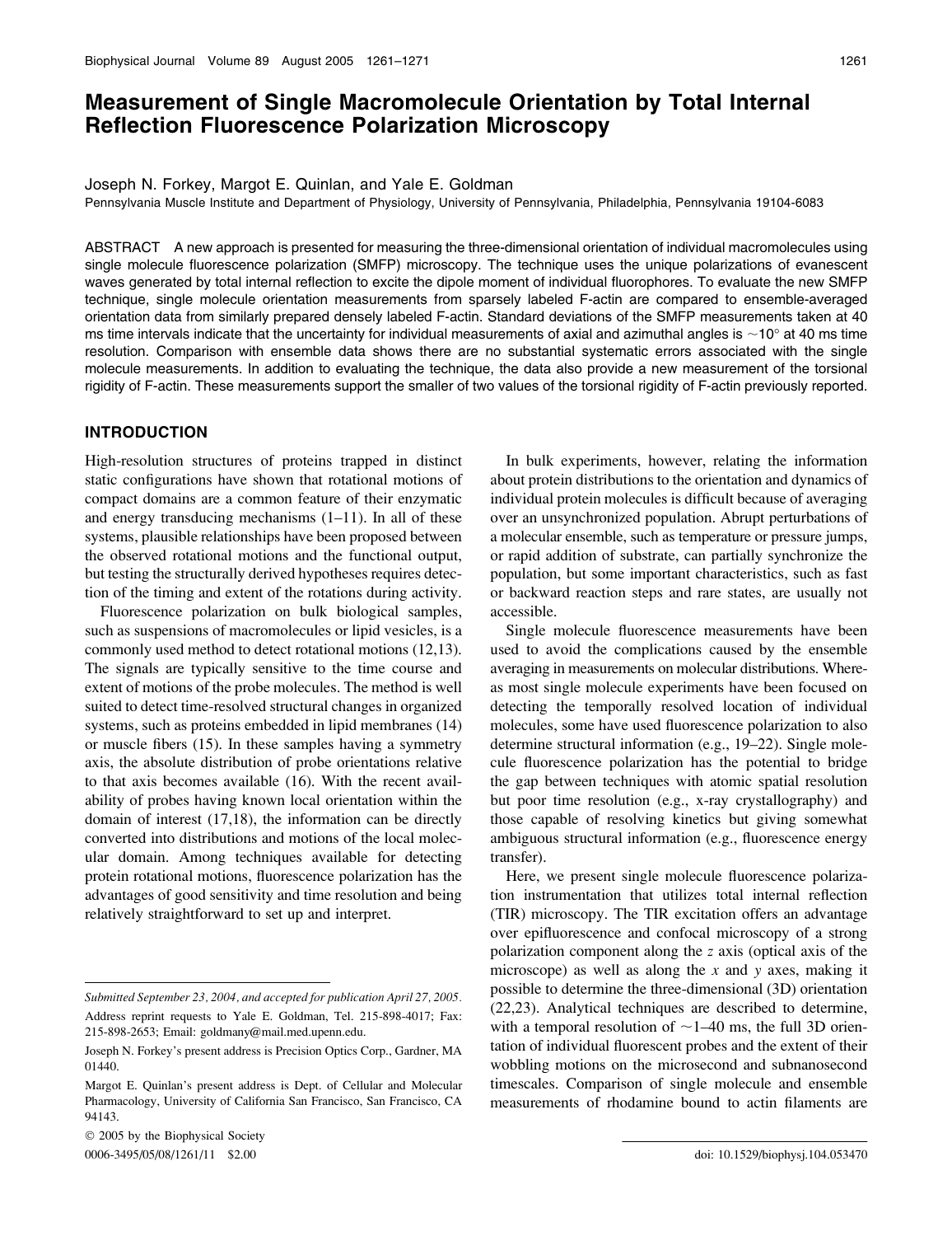# Measurement of Single Macromolecule Orientation by Total Internal Reflection Fluorescence Polarization Microscopy

Joseph N. Forkey, Margot E. Quinlan, and Yale E. Goldman

Pennsylvania Muscle Institute and Department of Physiology, University of Pennsylvania, Philadelphia, Pennsylvania 19104-6083

ABSTRACT A new approach is presented for measuring the three-dimensional orientation of individual macromolecules using single molecule fluorescence polarization (SMFP) microscopy. The technique uses the unique polarizations of evanescent waves generated by total internal reflection to excite the dipole moment of individual fluorophores. To evaluate the new SMFP technique, single molecule orientation measurements from sparsely labeled F-actin are compared to ensemble-averaged orientation data from similarly prepared densely labeled F-actin. Standard deviations of the SMFP measurements taken at 40 ms time intervals indicate that the uncertainty for individual measurements of axial and azimuthal angles is $\sim$10° at 40 ms time resolution. Comparison with ensemble data shows there are no substantial systematic errors associated with the single molecule measurements. In addition to evaluating the technique, the data also provide a new measurement of the torsional rigidity of F-actin. These measurements support the smaller of two values of the torsional rigidity of F-actin previously reported.

## INTRODUCTION

High-resolution structures of proteins trapped in distinct static configurations have shown that rotational motions of compact domains are a common feature of their enzymatic and energy transducing mechanisms (1–11). In all of these systems, plausible relationships have been proposed between the observed rotational motions and the functional output, but testing the structurally derived hypotheses requires detection of the timing and extent of the rotations during activity.

Fluorescence polarization on bulk biological samples, such as suspensions of macromolecules or lipid vesicles, is a commonly used method to detect rotational motions (12,13). The signals are typically sensitive to the time course and extent of motions of the probe molecules. The method is well suited to detect time-resolved structural changes in organized systems, such as proteins embedded in lipid membranes (14) or muscle fibers (15). In these samples having a symmetry axis, the absolute distribution of probe orientations relative to that axis becomes available (16). With the recent availability of probes having known local orientation within the domain of interest (17,18), the information can be directly converted into distributions and motions of the local molecular domain. Among techniques available for detecting protein rotational motions, fluorescence polarization has the advantages of good sensitivity and time resolution and being relatively straightforward to set up and interpret.

In bulk experiments, however, relating the information about protein distributions to the orientation and dynamics of individual protein molecules is difficult because of averaging over an unsynchronized population. Abrupt perturbations of a molecular ensemble, such as temperature or pressure jumps, or rapid addition of substrate, can partially synchronize the population, but some important characteristics, such as fast or backward reaction steps and rare states, are usually not accessible.

Single molecule fluorescence measurements have been used to avoid the complications caused by the ensemble averaging in measurements on molecular distributions. Whereas most single molecule experiments have been focused on detecting the temporally resolved location of individual molecules, some have used fluorescence polarization to also determine structural information (e.g., 19–22). Single molecule fluorescence polarization has the potential to bridge the gap between techniques with atomic spatial resolution but poor time resolution (e.g., x-ray crystallography) and those capable of resolving kinetics but giving somewhat ambiguous structural information (e.g., fluorescence energy transfer).

Here, we present single molecule fluorescence polarization instrumentation that utilizes total internal reflection (TIR) microscopy. The TIR excitation offers an advantage over epifluorescence and confocal microscopy of a strong polarization component along the *z* axis (optical axis of the microscope) as well as along the *x* and *y* axes, making it possible to determine the three-dimensional (3D) orientation (22,23). Analytical techniques are described to determine, with a temporal resolution of $\sim$1–40 ms, the full 3D orientation of individual fluorescent probes and the extent of their wobbling motions on the microsecond and subnanosecond timescales. Comparison of single molecule and ensemble measurements of rhodamine bound to actin filaments are

*Submitted September 23, 2004, and accepted for publication April 27, 2005.*

Address reprint requests to Yale E. Goldman, Tel. 215-898-4017; Fax: 215-898-2653; Email: goldmany@mail.med.upenn.edu.

Joseph N. Forkey's present address is Precision Optics Corp., Gardner, MA 01440.

Margot E. Quinlan's present address is Dept. of Cellular and Molecular Pharmacology, University of California San Francisco, San Francisco, CA 94143.

© 2005 by the Biophysical Society

0006-3495/05/08/1261/11 $2.00

doi: 10.1529/biophysj.104.053470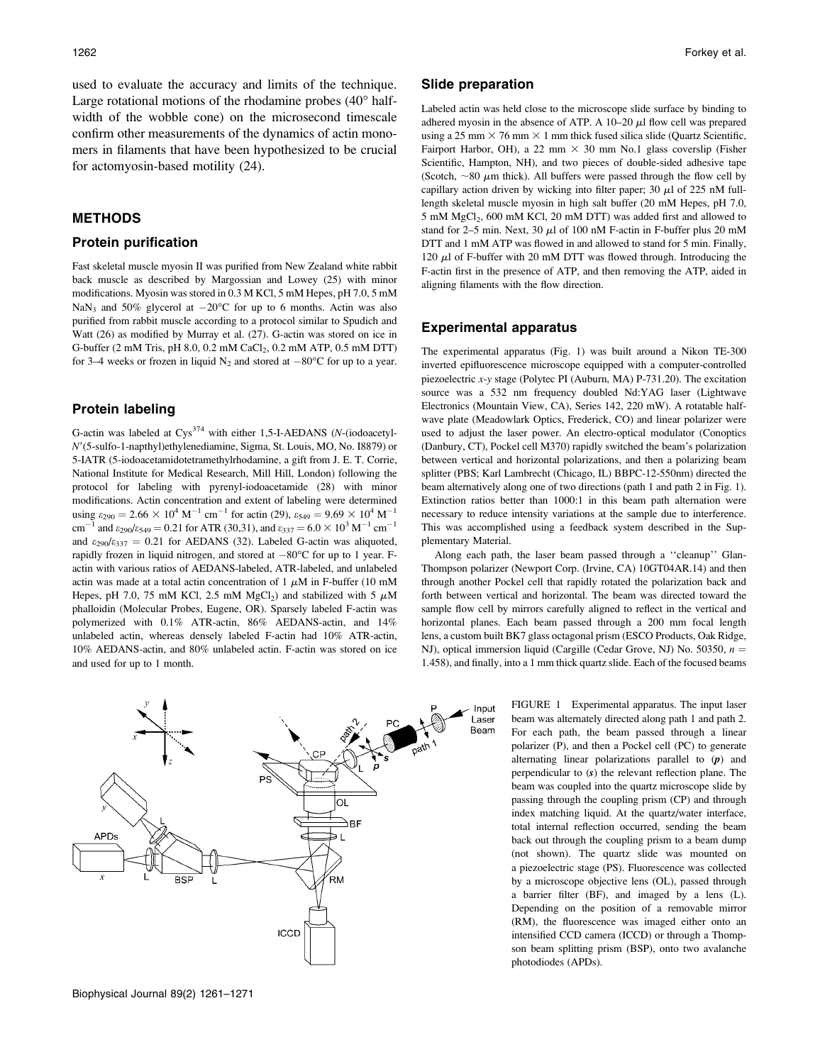used to evaluate the accuracy and limits of the technique. Large rotational motions of the rhodamine probes (40° half-width of the wobble cone) on the microsecond timescale confirm other measurements of the dynamics of actin monomers in filaments that have been hypothesized to be crucial for actomyosin-based motility (24).

## METHODS

### Protein purification

Fast skeletal muscle myosin II was purified from New Zealand white rabbit back muscle as described by Margossian and Lowey (25) with minor modifications. Myosin was stored in 0.3 M KCl, 5 mM Hepes, pH 7.0, 5 mM $NaN_3$ and 50% glycerol at −20°C for up to 6 months. Actin was also purified from rabbit muscle according to a protocol similar to Spudich and Watt (26) as modified by Murray et al. (27). G-actin was stored on ice in G-buffer (2 mM Tris, pH 8.0, 0.2 mM $CaCl_2$, 0.2 mM ATP, 0.5 mM DTT) for 3–4 weeks or frozen in liquid $N_2$ and stored at −80°C for up to a year.

### Protein labeling

G-actin was labeled at $Cys^{374}$ with either 1,5-I-AEDANS (*N*-(iodoacetyl-*N*′(5-sulfo-1-napthyl)ethylenediamine, Sigma, St. Louis, MO, No. I8879) or 5-IATR (5-iodoacetamidotetramethylrhodamine, a gift from J. E. T. Corrie, National Institute for Medical Research, Mill Hill, London) following the protocol for labeling with pyrenyl-iodoacetamide (28) with minor modifications. Actin concentration and extent of labeling were determined using $\varepsilon_{290} = 2.66 \times 10^4\ M^{-1}\ cm^{-1}$ for actin (29), $\varepsilon_{549} = 9.69 \times 10^4\ M^{-1}\ cm^{-1}$ and $\varepsilon_{290}/\varepsilon_{549} = 0.21$ for ATR (30,31), and $\varepsilon_{337} = 6.0 \times 10^3\ M^{-1}\ cm^{-1}$ and $\varepsilon_{290}/\varepsilon_{337} = 0.21$ for AEDANS (32). Labeled G-actin was aliquoted, rapidly frozen in liquid nitrogen, and stored at −80°C for up to 1 year. F-actin with various ratios of AEDANS-labeled, ATR-labeled, and unlabeled actin was made at a total actin concentration of 1 $\mu$M in F-buffer (10 mM Hepes, pH 7.0, 75 mM KCl, 2.5 mM $MgCl_2$) and stabilized with 5 $\mu$M phalloidin (Molecular Probes, Eugene, OR). Sparsely labeled F-actin was polymerized with 0.1% ATR-actin, 86% AEDANS-actin, and 14% unlabeled actin, whereas densely labeled F-actin had 10% ATR-actin, 10% AEDANS-actin, and 80% unlabeled actin. F-actin was stored on ice and used for up to 1 month.

### Slide preparation

Labeled actin was held close to the microscope slide surface by binding to adhered myosin in the absence of ATP. A 10–20 $\mu$l flow cell was prepared using a 25 mm × 76 mm × 1 mm thick fused silica slide (Quartz Scientific, Fairport Harbor, OH), a 22 mm × 30 mm No.1 glass coverslip (Fisher Scientific, Hampton, NH), and two pieces of double-sided adhesive tape (Scotch, ~80 $\mu$m thick). All buffers were passed through the flow cell by capillary action driven by wicking into filter paper; 30 $\mu$l of 225 nM full-length skeletal muscle myosin in high salt buffer (20 mM Hepes, pH 7.0, 5 mM $MgCl_2$, 600 mM KCl, 20 mM DTT) was added first and allowed to stand for 2–5 min. Next, 30 $\mu$l of 100 nM F-actin in F-buffer plus 20 mM DTT and 1 mM ATP was flowed in and allowed to stand for 5 min. Finally, 120 $\mu$l of F-buffer with 20 mM DTT was flowed through. Introducing the F-actin first in the presence of ATP, and then removing the ATP, aided in aligning filaments with the flow direction.

### Experimental apparatus

The experimental apparatus (Fig. 1) was built around a Nikon TE-300 inverted epifluorescence microscope equipped with a computer-controlled piezoelectric *x-y* stage (Polytec PI (Auburn, MA) P-731.20). The excitation source was a 532 nm frequency doubled Nd:YAG laser (Lightwave Electronics (Mountain View, CA), Series 142, 220 mW). A rotatable half-wave plate (Meadowlark Optics, Frederick, CO) and linear polarizer were used to adjust the laser power. An electro-optical modulator (Conoptics (Danbury, CT), Pockel cell M370) rapidly switched the beam's polarization between vertical and horizontal polarizations, and then a polarizing beam splitter (PBS; Karl Lambrecht (Chicago, IL) BBPC-12-550nm) directed the beam alternatively along one of two directions (path 1 and path 2 in Fig. 1). Extinction ratios better than 1000:1 in this beam path alternation were necessary to reduce intensity variations at the sample due to interference. This was accomplished using a feedback system described in the Supplementary Material.

Along each path, the laser beam passed through a "cleanup" Glan-Thompson polarizer (Newport Corp. (Irvine, CA) 10GT04AR.14) and then through another Pockel cell that rapidly rotated the polarization back and forth between vertical and horizontal. The beam was directed toward the sample flow cell by mirrors carefully aligned to reflect in the vertical and horizontal planes. Each beam passed through a 200 mm focal length lens, a custom built BK7 glass octagonal prism (ESCO Products, Oak Ridge, NJ), optical immersion liquid (Cargille (Cedar Grove, NJ) No. 50350, $n = 1.458$), and finally, into a 1 mm thick quartz slide. Each of the focused beams

FIGURE 1 Experimental apparatus. The input laser beam was alternately directed along path 1 and path 2. For each path, the beam passed through a linear polarizer (P), and then a Pockel cell (PC) to generate alternating linear polarizations parallel to (***p***) and perpendicular to (***s***) the relevant reflection plane. The beam was coupled into the quartz microscope slide by passing through the coupling prism (CP) and through index matching liquid. At the quartz/water interface, total internal reflection occurred, sending the beam back out through the coupling prism to a beam dump (not shown). The quartz slide was mounted on a piezoelectric stage (PS). Fluorescence was collected by a microscope objective lens (OL), passed through a barrier filter (BF), and imaged by a lens (L). Depending on the position of a removable mirror (RM), the fluorescence was imaged either onto an intensified CCD camera (ICCD) or through a Thompson beam splitting prism (BSP), onto two avalanche photodiodes (APDs).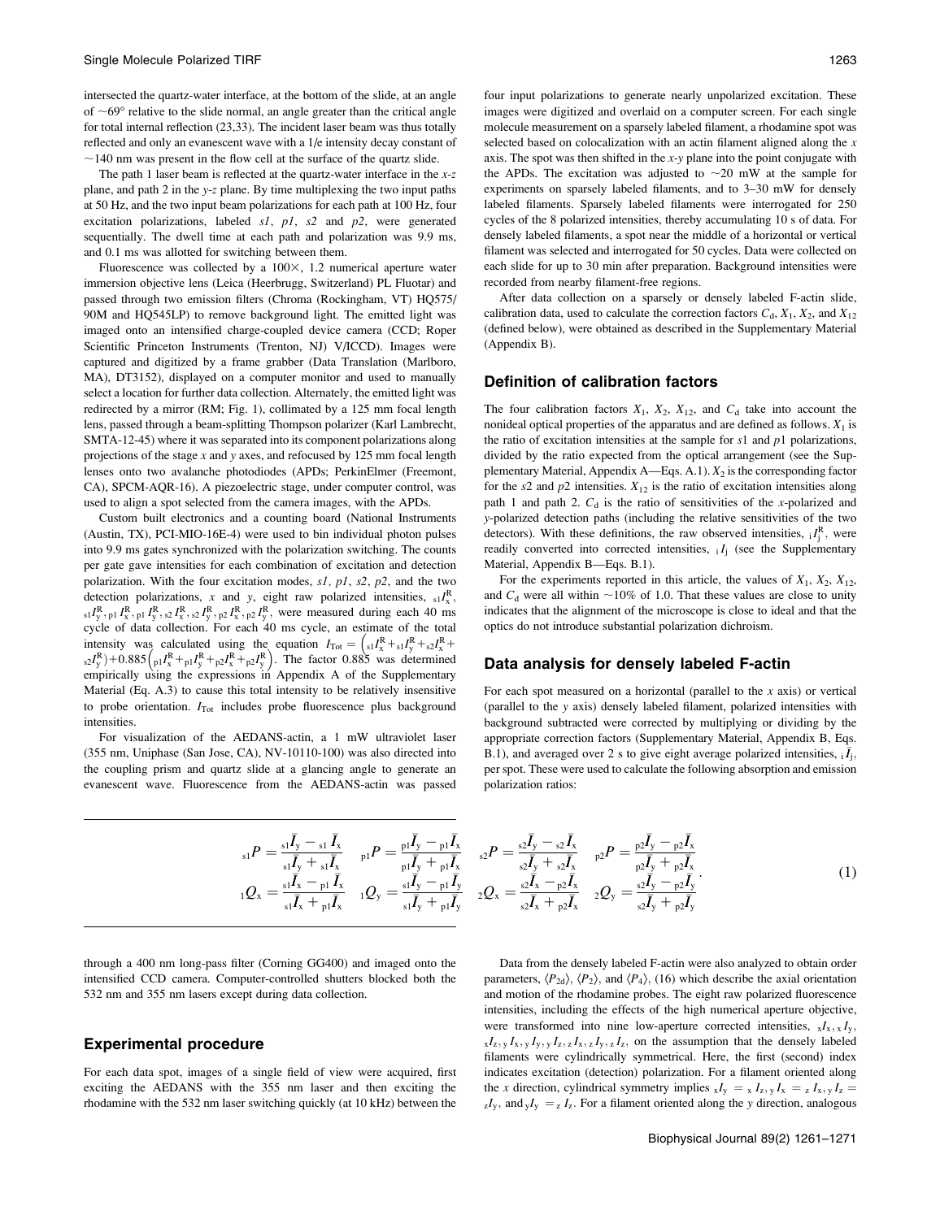intersected the quartz-water interface, at the bottom of the slide, at an angle of ~69° relative to the slide normal, an angle greater than the critical angle for total internal reflection (23,33). The incident laser beam was thus totally reflected and only an evanescent wave with a 1/e intensity decay constant of ~140 nm was present in the flow cell at the surface of the quartz slide.

The path 1 laser beam is reflected at the quartz-water interface in the x-z plane, and path 2 in the y-z plane. By time multiplexing the two input paths at 50 Hz, and the two input beam polarizations for each path at 100 Hz, four excitation polarizations, labeled *s1*, *p1*, *s2* and *p2*, were generated sequentially. The dwell time at each path and polarization was 9.9 ms, and 0.1 ms was allotted for switching between them.

Fluorescence was collected by a 100×, 1.2 numerical aperture water immersion objective lens (Leica (Heerbrugg, Switzerland) PL Fluotar) and passed through two emission filters (Chroma (Rockingham, VT) HQ575/90M and HQ545LP) to remove background light. The emitted light was imaged onto an intensified charge-coupled device camera (CCD; Roper Scientific Princeton Instruments (Trenton, NJ) V/ICCD). Images were captured and digitized by a frame grabber (Data Translation (Marlboro, MA), DT3152), displayed on a computer monitor and used to manually select a location for further data collection. Alternately, the emitted light was redirected by a mirror (RM; Fig. 1), collimated by a 125 mm focal length lens, passed through a beam-splitting Thompson polarizer (Karl Lambrecht, SMTA-12-45) where it was separated into its component polarizations along projections of the stage x and y axes, and refocused by 125 mm focal length lenses onto two avalanche photodiodes (APDs; PerkinElmer (Freemont, CA), SPCM-AQR-16). A piezoelectric stage, under computer control, was used to align a spot selected from the camera images, with the APDs.

Custom built electronics and a counting board (National Instruments (Austin, TX), PCI-MIO-16E-4) were used to bin individual photon pulses into 9.9 ms gates synchronized with the polarization switching. The counts per gate gave intensities for each combination of excitation and detection polarization. With the four excitation modes, *s1*, *p1*, *s2*, *p2*, and the two detection polarizations, *x* and *y*, eight raw polarized intensities, ${}_{s1}I^{R}_{x}$, ${}_{s1}I^{R}_{y}$, ${}_{p1}I^{R}_{x}$, ${}_{p1}I^{R}_{y}$, ${}_{s2}I^{R}_{x}$, ${}_{s2}I^{R}_{y}$, ${}_{p2}I^{R}_{x}$, ${}_{p2}I^{R}_{y}$, were measured during each 40 ms cycle of data collection. For each 40 ms cycle, an estimate of the total intensity was calculated using the equation $I_{Tot} = \left({}_{s1}I^{R}_{x} + {}_{s1}I^{R}_{y} + {}_{s2}I^{R}_{x} + {}_{s2}I^{R}_{y}\right) + 0.885\left({}_{p1}I^{R}_{x} + {}_{p1}I^{R}_{y} + {}_{p2}I^{R}_{x} + {}_{p2}I^{R}_{y}\right)$. The factor 0.885 was determined empirically using the expressions in Appendix A of the Supplementary Material (Eq. A.3) to cause this total intensity to be relatively insensitive to probe orientation. $I_{Tot}$ includes probe fluorescence plus background intensities.

For visualization of the AEDANS-actin, a 1 mW ultraviolet laser (355 nm, Uniphase (San Jose, CA), NV-10110-100) was also directed into the coupling prism and quartz slide at a glancing angle to generate an evanescent wave. Fluorescence from the AEDANS-actin was passed through a 400 nm long-pass filter (Corning GG400) and imaged onto the intensified CCD camera. Computer-controlled shutters blocked both the 532 nm and 355 nm lasers except during data collection.

## Experimental procedure

For each data spot, images of a single field of view were acquired, first exciting the AEDANS with the 355 nm laser and then exciting the rhodamine with the 532 nm laser switching quickly (at 10 kHz) between the four input polarizations to generate nearly unpolarized excitation. These images were digitized and overlaid on a computer screen. For each single molecule measurement on a sparsely labeled filament, a rhodamine spot was selected based on colocalization with an actin filament aligned along the x axis. The spot was then shifted in the x-y plane into the point conjugate with the APDs. The excitation was adjusted to ~20 mW at the sample for experiments on sparsely labeled filaments, and to 3–30 mW for densely labeled filaments. Sparsely labeled filaments were interrogated for 250 cycles of the 8 polarized intensities, thereby accumulating 10 s of data. For densely labeled filaments, a spot near the middle of a horizontal or vertical filament was selected and interrogated for 50 cycles. Data were collected on each slide for up to 30 min after preparation. Background intensities were recorded from nearby filament-free regions.

After data collection on a sparsely or densely labeled F-actin slide, calibration data, used to calculate the correction factors $C_d$, $X_1$, $X_2$, and $X_{12}$ (defined below), were obtained as described in the Supplementary Material (Appendix B).

## Definition of calibration factors

The four calibration factors $X_1$, $X_2$, $X_{12}$, and $C_d$ take into account the nonideal optical properties of the apparatus and are defined as follows. $X_1$ is the ratio of excitation intensities at the sample for *s*1 and *p*1 polarizations, divided by the ratio expected from the optical arrangement (see the Supplementary Material, Appendix A—Eqs. A.1). $X_2$ is the corresponding factor for the *s*2 and *p*2 intensities. $X_{12}$ is the ratio of excitation intensities along path 1 and path 2. $C_d$ is the ratio of sensitivities of the x-polarized and y-polarized detection paths (including the relative sensitivities of the two detectors). With these definitions, the raw observed intensities, ${}_{i}I^{R}_{j}$, were readily converted into corrected intensities, ${}_{i}I_{j}$ (see the Supplementary Material, Appendix B—Eqs. B.1).

For the experiments reported in this article, the values of $X_1$, $X_2$, $X_{12}$, and $C_d$ were all within ~10% of 1.0. That these values are close to unity indicates that the alignment of the microscope is close to ideal and that the optics do not introduce substantial polarization dichroism.

## Data analysis for densely labeled F-actin

For each spot measured on a horizontal (parallel to the x axis) or vertical (parallel to the y axis) densely labeled filament, polarized intensities with background subtracted were corrected by multiplying or dividing by the appropriate correction factors (Supplementary Material, Appendix B, Eqs. B.1), and averaged over 2 s to give eight average polarized intensities, ${}_{i}\bar{I}_{j}$, per spot. These were used to calculate the following absorption and emission polarization ratios:

$$
\begin{aligned}
{}_{s1}P &= \frac{{}_{s1}\bar{I}_y - {}_{s1}\bar{I}_x}{{}_{s1}\bar{I}_y + {}_{s1}\bar{I}_x} \quad {}_{p1}P = \frac{{}_{p1}\bar{I}_y - {}_{p1}\bar{I}_x}{{}_{p1}\bar{I}_y + {}_{p1}\bar{I}_x} \quad {}_{s2}P = \frac{{}_{s2}\bar{I}_y - {}_{s2}\bar{I}_x}{{}_{s2}\bar{I}_y + {}_{s2}\bar{I}_x} \quad {}_{p2}P = \frac{{}_{p2}\bar{I}_y - {}_{p2}\bar{I}_x}{{}_{p2}\bar{I}_y + {}_{p2}\bar{I}_x} \\
{}_{1}Q_x &= \frac{{}_{s1}\bar{I}_x - {}_{p1}\bar{I}_x}{{}_{s1}\bar{I}_x + {}_{p1}\bar{I}_x} \quad {}_{1}Q_y = \frac{{}_{s1}\bar{I}_y - {}_{p1}\bar{I}_y}{{}_{s1}\bar{I}_y + {}_{p1}\bar{I}_y} \quad {}_{2}Q_x = \frac{{}_{s2}\bar{I}_x - {}_{p2}\bar{I}_x}{{}_{s2}\bar{I}_x + {}_{p2}\bar{I}_x} \quad {}_{2}Q_y = \frac{{}_{s2}\bar{I}_y - {}_{p2}\bar{I}_y}{{}_{s2}\bar{I}_y + {}_{p2}\bar{I}_y}.
\end{aligned}
\tag{1}
$$

Data from the densely labeled F-actin were also analyzed to obtain order parameters, $\langle P_{2d}\rangle$, $\langle P_2\rangle$, and $\langle P_4\rangle$, (16) which describe the axial orientation and motion of the rhodamine probes. The eight raw polarized fluorescence intensities, including the effects of the high numerical aperture objective, were transformed into nine low-aperture corrected intensities, ${}_{x}I_x$, ${}_{x}I_y$, ${}_{x}I_z$, ${}_{y}I_x$, ${}_{y}I_y$, ${}_{y}I_z$, ${}_{z}I_x$, ${}_{z}I_y$, ${}_{z}I_z$, on the assumption that the densely labeled filaments were cylindrically symmetrical. Here, the first (second) index indicates excitation (detection) polarization. For a filament oriented along the x direction, cylindrical symmetry implies ${}_{x}I_y = {}_{x}I_z$, ${}_{y}I_x = {}_{z}I_x$, ${}_{y}I_z = {}_{z}I_y$, and ${}_{y}I_y = {}_{z}I_z$. For a filament oriented along the y direction, analogous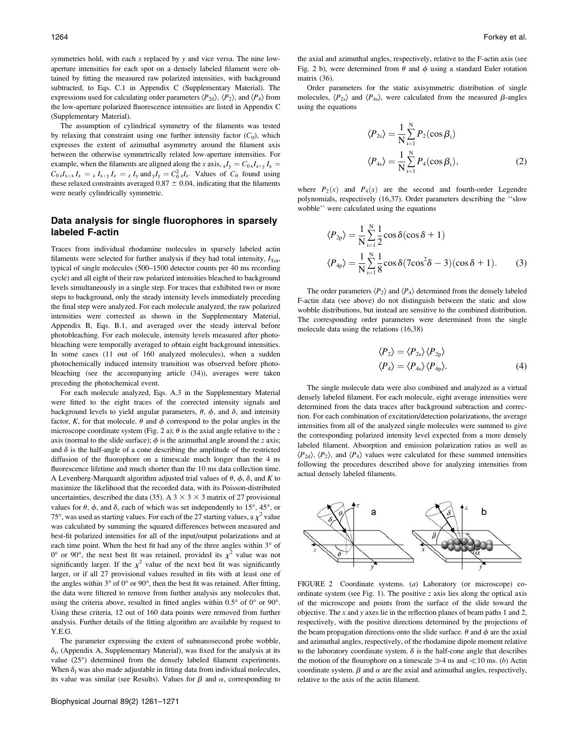symmetries hold, with each $x$ replaced by $y$ and vice versa. The nine low-aperture intensities for each spot on a densely labeled filament were obtained by fitting the measured raw polarized intensities, with background subtracted, to Eqs. C.1 in Appendix C (Supplementary Material). The expressions used for calculating order parameters $\langle P_{2d}\rangle$, $\langle P_2\rangle$, and $\langle P_4\rangle$ from the low-aperture polarized fluorescence intensities are listed in Appendix C (Supplementary Material).

The assumption of cylindrical symmetry of the filaments was tested by relaxing that constraint using one further intensity factor ($C_0$), which expresses the extent of azimuthal asymmetry around the filament axis between the otherwise symmetrically related low-aperture intensities. For example, when the filaments are aligned along the $x$ axis, ${}_xI_y = C_{0\,x}I_z$, ${}_yI_x = C_{0\,z}I_x$, ${}_xI_z = {}_zI_x$, ${}_yI_z = {}_zI_y$ and ${}_yI_y = C_0^2\,{}_zI_z$. Values of $C_0$ found using these relaxed constraints averaged $0.87 \pm 0.04$, indicating that the filaments were nearly cylindrically symmetric.

## Data analysis for single fluorophores in sparsely labeled F-actin

Traces from individual rhodamine molecules in sparsely labeled actin filaments were selected for further analysis if they had total intensity, $I_{\mathrm{Tot}}$, typical of single molecules (500–1500 detector counts per 40 ms recording cycle) and all eight of their raw polarized intensities bleached to background levels simultaneously in a single step. For traces that exhibited two or more steps to background, only the steady intensity levels immediately preceding the final step were analyzed. For each molecule analyzed, the raw polarized intensities were corrected as shown in the Supplementary Material, Appendix B, Eqs. B.1, and averaged over the steady interval before photobleaching. For each molecule, intensity levels measured after photobleaching were temporally averaged to obtain eight background intensities. In some cases (11 out of 160 analyzed molecules), when a sudden photochemically induced intensity transition was observed before photobleaching (see the accompanying article (34)), averages were taken preceding the photochemical event.

For each molecule analyzed, Eqs. A.3 in the Supplementary Material were fitted to the eight traces of the corrected intensity signals and background levels to yield angular parameters, $\theta$, $\phi$, and $\delta$, and intensity factor, $K$, for that molecule. $\theta$ and $\phi$ correspond to the polar angles in the microscope coordinate system (Fig. 2 a); $\theta$ is the axial angle relative to the $z$ axis (normal to the slide surface); $\phi$ is the azimuthal angle around the $z$ axis; and $\delta$ is the half-angle of a cone describing the amplitude of the restricted diffusion of the fluorophore on a timescale much longer than the 4 ns fluorescence lifetime and much shorter than the 10 ms data collection time. A Levenberg-Marquardt algorithm adjusted trial values of $\theta$, $\phi$, $\delta$, and $K$ to maximize the likelihood that the recorded data, with its Poisson-distributed uncertainties, described the data (35). A $3 \times 3 \times 3$ matrix of 27 provisional values for $\theta$, $\phi$, and $\delta$, each of which was set independently to 15°, 45°, or 75°, was used as starting values. For each of the 27 starting values, a $\chi^2$ value was calculated by summing the squared differences between measured and best-fit polarized intensities for all of the input/output polarizations and at each time point. When the best fit had any of the three angles within 3° of 0° or 90°, the next best fit was retained, provided its $\chi^2$ value was not significantly larger. If the $\chi^2$ value of the next best fit was significantly larger, or if all 27 provisional values resulted in fits with at least one of the angles within 3° of 0° or 90°, then the best fit was retained. After fitting, the data were filtered to remove from further analysis any molecules that, using the criteria above, resulted in fitted angles within 0.5° of 0° or 90°. Using these criteria, 12 out of 160 data points were removed from further analysis. Further details of the fitting algorithm are available by request to Y.E.G.

The parameter expressing the extent of subnanosecond probe wobble, $\delta_f$, (Appendix A, Supplementary Material), was fixed for the analysis at its value (25°) determined from the densely labeled filament experiments. When $\delta_f$ was also made adjustable in fitting data from individual molecules, its value was similar (see Results). Values for $\beta$ and $\alpha$, corresponding to the axial and azimuthal angles, respectively, relative to the F-actin axis (see Fig. 2 b), were determined from $\theta$ and $\phi$ using a standard Euler rotation matrix (36).

Order parameters for the static axisymmetric distribution of single molecules, $\langle P_{2s}\rangle$ and $\langle P_{4s}\rangle$, were calculated from the measured $\beta$-angles using the equations

$$\langle P_{2s}\rangle = \frac{1}{\mathrm{N}}\sum_{i=1}^{\mathrm{N}} P_2(\cos\beta_i)$$
$$\langle P_{4s}\rangle = \frac{1}{\mathrm{N}}\sum_{i=1}^{\mathrm{N}} P_4(\cos\beta_i), \tag{2}$$

where $P_2(x)$ and $P_4(x)$ are the second and fourth-order Legendre polynomials, respectively (16,37). Order parameters describing the "slow wobble" were calculated using the equations

$$\langle P_{2p}\rangle = \frac{1}{\mathrm{N}}\sum_{i=1}^{\mathrm{N}} \frac{1}{2}\cos\delta(\cos\delta + 1)$$
$$\langle P_{4p}\rangle = \frac{1}{\mathrm{N}}\sum_{i=1}^{\mathrm{N}} \frac{1}{8}\cos\delta(7\cos^2\delta - 3)(\cos\delta + 1). \tag{3}$$

The order parameters $\langle P_2\rangle$ and $\langle P_4\rangle$ determined from the densely labeled F-actin data (see above) do not distinguish between the static and slow wobble distributions, but instead are sensitive to the combined distribution. The corresponding order parameters were determined from the single molecule data using the relations (16,38)

$$\langle P_2\rangle = \langle P_{2s}\rangle\langle P_{2p}\rangle$$
$$\langle P_4\rangle = \langle P_{4s}\rangle\langle P_{4p}\rangle. \tag{4}$$

The single molecule data were also combined and analyzed as a virtual densely labeled filament. For each molecule, eight average intensities were determined from the data traces after background subtraction and correction. For each combination of excitation/detection polarizations, the average intensities from all of the analyzed single molecules were summed to give the corresponding polarized intensity level expected from a more densely labeled filament. Absorption and emission polarization ratios as well as $\langle P_{2d}\rangle$, $\langle P_2\rangle$, and $\langle P_4\rangle$ values were calculated for these summed intensities following the procedures described above for analyzing intensities from actual densely labeled filaments.

FIGURE 2 Coordinate systems. (*a*) Laboratory (or microscope) coordinate system (see Fig. 1). The positive $z$ axis lies along the optical axis of the microscope and points from the surface of the slide toward the objective. The $x$ and $y$ axes lie in the reflection planes of beam paths 1 and 2, respectively, with the positive directions determined by the projections of the beam propagation directions onto the slide surface. $\theta$ and $\phi$ are the axial and azimuthal angles, respectively, of the rhodamine dipole moment relative to the laboratory coordinate system. $\delta$ is the half-cone angle that describes the motion of the flourophore on a timescale $\gg$4 ns and $\ll$10 ms. (*b*) Actin coordinate system. $\beta$ and $\alpha$ are the axial and azimuthal angles, respectively, relative to the axis of the actin filament.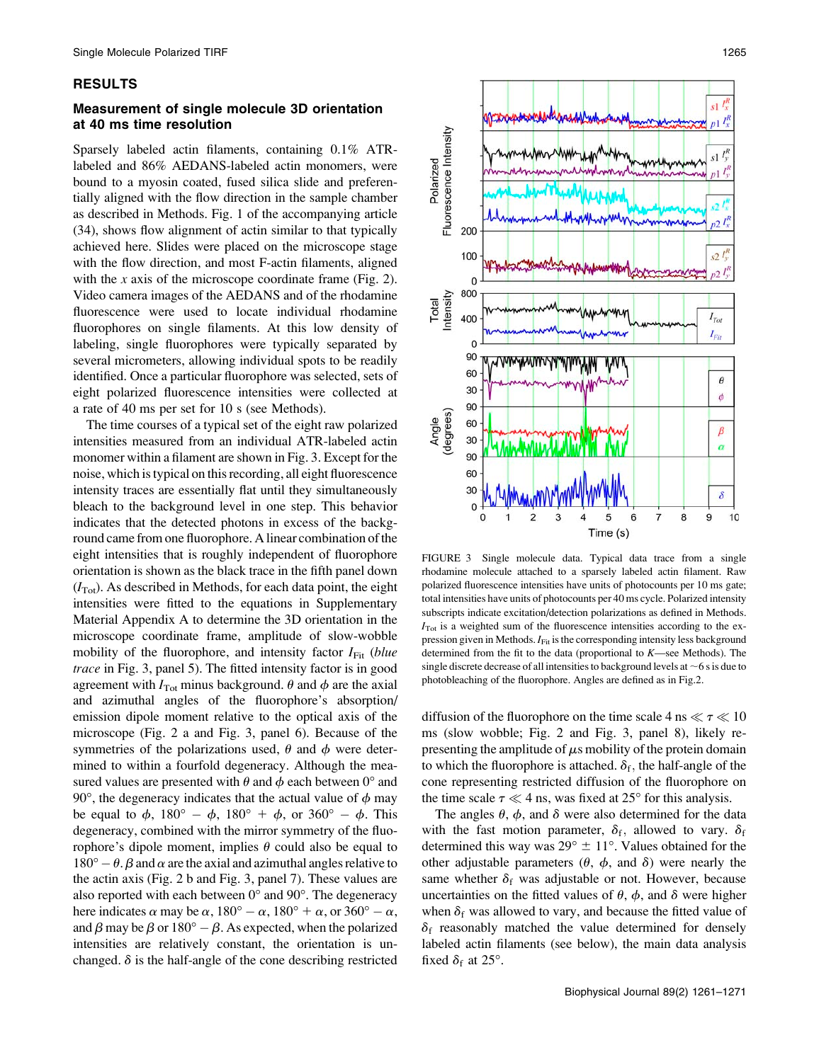## RESULTS

### Measurement of single molecule 3D orientation at 40 ms time resolution

Sparsely labeled actin filaments, containing 0.1% ATR-labeled and 86% AEDANS-labeled actin monomers, were bound to a myosin coated, fused silica slide and preferentially aligned with the flow direction in the sample chamber as described in Methods. Fig. 1 of the accompanying article (34), shows flow alignment of actin similar to that typically achieved here. Slides were placed on the microscope stage with the flow direction, and most F-actin filaments, aligned with the *x* axis of the microscope coordinate frame (Fig. 2). Video camera images of the AEDANS and of the rhodamine fluorescence were used to locate individual rhodamine fluorophores on single filaments. At this low density of labeling, single fluorophores were typically separated by several micrometers, allowing individual spots to be readily identified. Once a particular fluorophore was selected, sets of eight polarized fluorescence intensities were collected at a rate of 40 ms per set for 10 s (see Methods).

The time courses of a typical set of the eight raw polarized intensities measured from an individual ATR-labeled actin monomer within a filament are shown in Fig. 3. Except for the noise, which is typical on this recording, all eight fluorescence intensity traces are essentially flat until they simultaneously bleach to the background level in one step. This behavior indicates that the detected photons in excess of the background came from one fluorophore. A linear combination of the eight intensities that is roughly independent of fluorophore orientation is shown as the black trace in the fifth panel down ($I_{Tot}$). As described in Methods, for each data point, the eight intensities were fitted to the equations in Supplementary Material Appendix A to determine the 3D orientation in the microscope coordinate frame, amplitude of slow-wobble mobility of the fluorophore, and intensity factor $I_{Fit}$ (*blue trace* in Fig. 3, panel 5). The fitted intensity factor is in good agreement with $I_{Tot}$ minus background. $\theta$ and $\phi$ are the axial and azimuthal angles of the fluorophore's absorption/emission dipole moment relative to the optical axis of the microscope (Fig. 2 a and Fig. 3, panel 6). Because of the symmetries of the polarizations used, $\theta$ and $\phi$ were determined to within a fourfold degeneracy. Although the measured values are presented with $\theta$ and $\phi$ each between 0° and 90°, the degeneracy indicates that the actual value of $\phi$ may be equal to $\phi$, $180° - \phi$, $180° + \phi$, or $360° - \phi$. This degeneracy, combined with the mirror symmetry of the fluorophore's dipole moment, implies $\theta$ could also be equal to $180° - \theta$. $\beta$ and $\alpha$ are the axial and azimuthal angles relative to the actin axis (Fig. 2 b and Fig. 3, panel 7). These values are also reported with each between 0° and 90°. The degeneracy here indicates $\alpha$ may be $\alpha$, $180° - \alpha$, $180° + \alpha$, or $360° - \alpha$, and $\beta$ may be $\beta$ or $180° - \beta$. As expected, when the polarized intensities are relatively constant, the orientation is unchanged. $\delta$ is the half-angle of the cone describing restricted diffusion of the fluorophore on the time scale 4 ns $\ll \tau \ll$ 10 ms (slow wobble; Fig. 2 and Fig. 3, panel 8), likely representing the amplitude of $\mu$s mobility of the protein domain to which the fluorophore is attached. $\delta_f$, the half-angle of the cone representing restricted diffusion of the fluorophore on the time scale $\tau \ll$ 4 ns, was fixed at 25° for this analysis.

FIGURE 3 Single molecule data. Typical data trace from a single rhodamine molecule attached to a sparsely labeled actin filament. Raw polarized fluorescence intensities have units of photocounts per 10 ms gate; total intensities have units of photocounts per 40 ms cycle. Polarized intensity subscripts indicate excitation/detection polarizations as defined in Methods. $I_{Tot}$ is a weighted sum of the fluorescence intensities according to the expression given in Methods. $I_{Fit}$ is the corresponding intensity less background determined from the fit to the data (proportional to *K*—see Methods). The single discrete decrease of all intensities to background levels at ~6 s is due to photobleaching of the fluorophore. Angles are defined as in Fig.2.

The angles $\theta$, $\phi$, and $\delta$ were also determined for the data with the fast motion parameter, $\delta_f$, allowed to vary. $\delta_f$ determined this way was 29° ± 11°. Values obtained for the other adjustable parameters ($\theta$, $\phi$, and $\delta$) were nearly the same whether $\delta_f$ was adjustable or not. However, because uncertainties on the fitted values of $\theta$, $\phi$, and $\delta$ were higher when $\delta_f$ was allowed to vary, and because the fitted value of $\delta_f$ reasonably matched the value determined for densely labeled actin filaments (see below), the main data analysis fixed $\delta_f$ at 25°.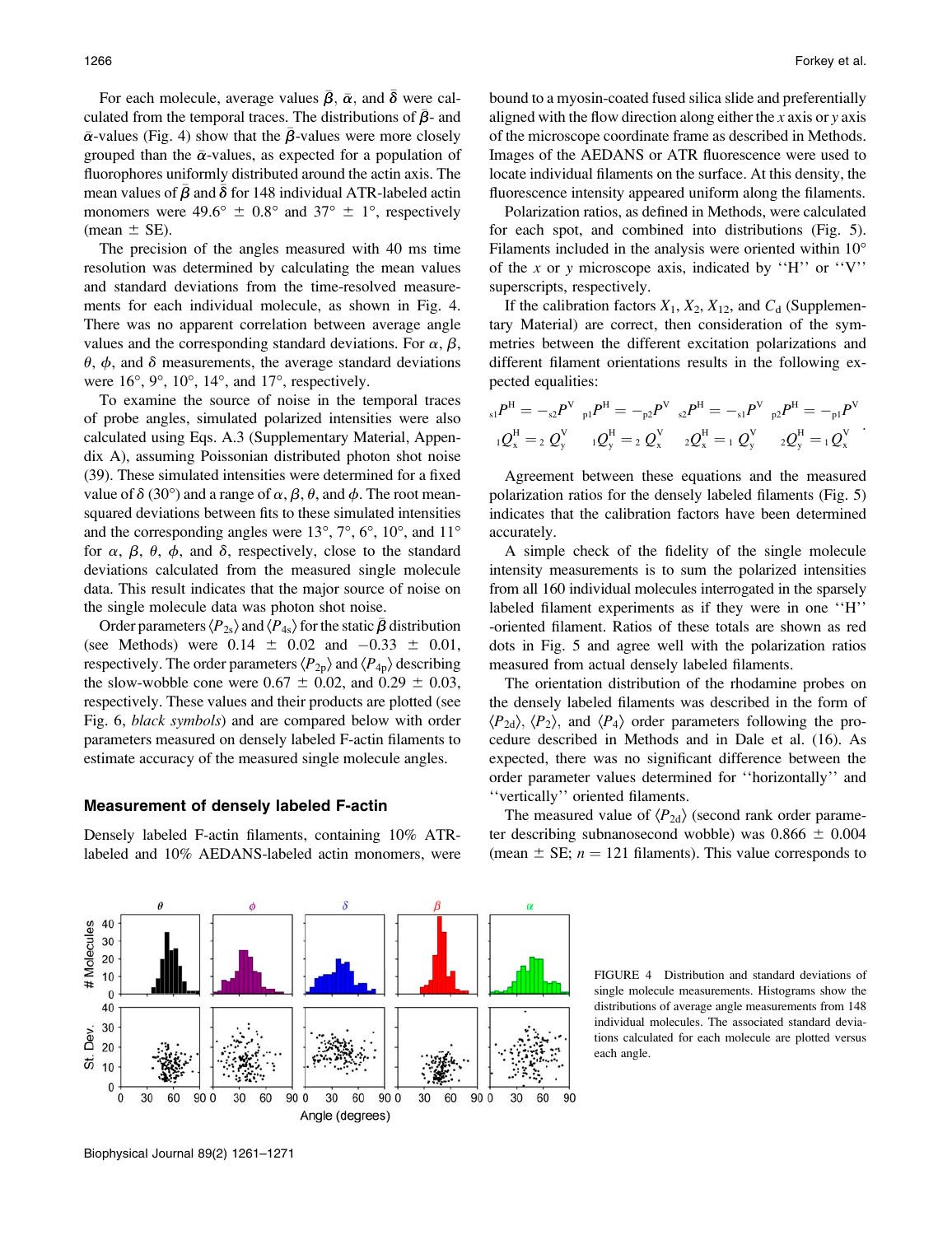For each molecule, average values $\bar{\beta}$, $\bar{\alpha}$, and $\bar{\delta}$ were calculated from the temporal traces. The distributions of $\bar{\beta}$- and $\bar{\alpha}$-values (Fig. 4) show that the $\bar{\beta}$-values were more closely grouped than the $\bar{\alpha}$-values, as expected for a population of fluorophores uniformly distributed around the actin axis. The mean values of $\bar{\beta}$ and $\bar{\delta}$ for 148 individual ATR-labeled actin monomers were 49.6° ± 0.8° and 37° ± 1°, respectively (mean ± SE).

The precision of the angles measured with 40 ms time resolution was determined by calculating the mean values and standard deviations from the time-resolved measurements for each individual molecule, as shown in Fig. 4. There was no apparent correlation between average angle values and the corresponding standard deviations. For $\alpha$, $\beta$, $\theta$, $\phi$, and $\delta$ measurements, the average standard deviations were 16°, 9°, 10°, 14°, and 17°, respectively.

To examine the source of noise in the temporal traces of probe angles, simulated polarized intensities were also calculated using Eqs. A.3 (Supplementary Material, Appendix A), assuming Poissonian distributed photon shot noise (39). These simulated intensities were determined for a fixed value of $\delta$ (30°) and a range of $\alpha$, $\beta$, $\theta$, and $\phi$. The root mean-squared deviations between fits to these simulated intensities and the corresponding angles were 13°, 7°, 6°, 10°, and 11° for $\alpha$, $\beta$, $\theta$, $\phi$, and $\delta$, respectively, close to the standard deviations calculated from the measured single molecule data. This result indicates that the major source of noise on the single molecule data was photon shot noise.

Order parameters $\langle P_{2s}\rangle$ and $\langle P_{4s}\rangle$ for the static $\bar{\beta}$ distribution (see Methods) were 0.14 ± 0.02 and −0.33 ± 0.01, respectively. The order parameters $\langle P_{2p}\rangle$ and $\langle P_{4p}\rangle$ describing the slow-wobble cone were 0.67 ± 0.02, and 0.29 ± 0.03, respectively. These values and their products are plotted (see Fig. 6, *black symbols*) and are compared below with order parameters measured on densely labeled F-actin filaments to estimate accuracy of the measured single molecule angles.

### Measurement of densely labeled F-actin

Densely labeled F-actin filaments, containing 10% ATR-labeled and 10% AEDANS-labeled actin monomers, were bound to a myosin-coated fused silica slide and preferentially aligned with the flow direction along either the *x* axis or *y* axis of the microscope coordinate frame as described in Methods. Images of the AEDANS or ATR fluorescence were used to locate individual filaments on the surface. At this density, the fluorescence intensity appeared uniform along the filaments.

Polarization ratios, as defined in Methods, were calculated for each spot, and combined into distributions (Fig. 5). Filaments included in the analysis were oriented within 10° of the *x* or *y* microscope axis, indicated by ''H'' or ''V'' superscripts, respectively.

If the calibration factors $X_1$, $X_2$, $X_{12}$, and $C_d$ (Supplementary Material) are correct, then consideration of the symmetries between the different excitation polarizations and different filament orientations results in the following expected equalities:

$$
{}_{s1}P^{H} = -{}_{s2}P^{V} \quad {}_{p1}P^{H} = -{}_{p2}P^{V} \quad {}_{s2}P^{H} = -{}_{s1}P^{V} \quad {}_{p2}P^{H} = -{}_{p1}P^{V}
$$
$$
{}_{1}Q_{x}^{H} = {}_{2}Q_{y}^{V} \quad {}_{1}Q_{y}^{H} = {}_{2}Q_{x}^{V} \quad {}_{2}Q_{x}^{H} = {}_{1}Q_{y}^{V} \quad {}_{2}Q_{y}^{H} = {}_{1}Q_{x}^{V}.
$$

Agreement between these equations and the measured polarization ratios for the densely labeled filaments (Fig. 5) indicates that the calibration factors have been determined accurately.

A simple check of the fidelity of the single molecule intensity measurements is to sum the polarized intensities from all 160 individual molecules interrogated in the sparsely labeled filament experiments as if they were in one ''H'' -oriented filament. Ratios of these totals are shown as red dots in Fig. 5 and agree well with the polarization ratios measured from actual densely labeled filaments.

The orientation distribution of the rhodamine probes on the densely labeled filaments was described in the form of $\langle P_{2d}\rangle$, $\langle P_2\rangle$, and $\langle P_4\rangle$ order parameters following the procedure described in Methods and in Dale et al. (16). As expected, there was no significant difference between the order parameter values determined for ''horizontally'' and ''vertically'' oriented filaments.

The measured value of $\langle P_{2d}\rangle$ (second rank order parameter describing subnanosecond wobble) was 0.866 ± 0.004 (mean ± SE; $n = 121$ filaments). This value corresponds to

FIGURE 4 Distribution and standard deviations of single molecule measurements. Histograms show the distributions of average angle measurements from 148 individual molecules. The associated standard deviations calculated for each molecule are plotted versus each angle.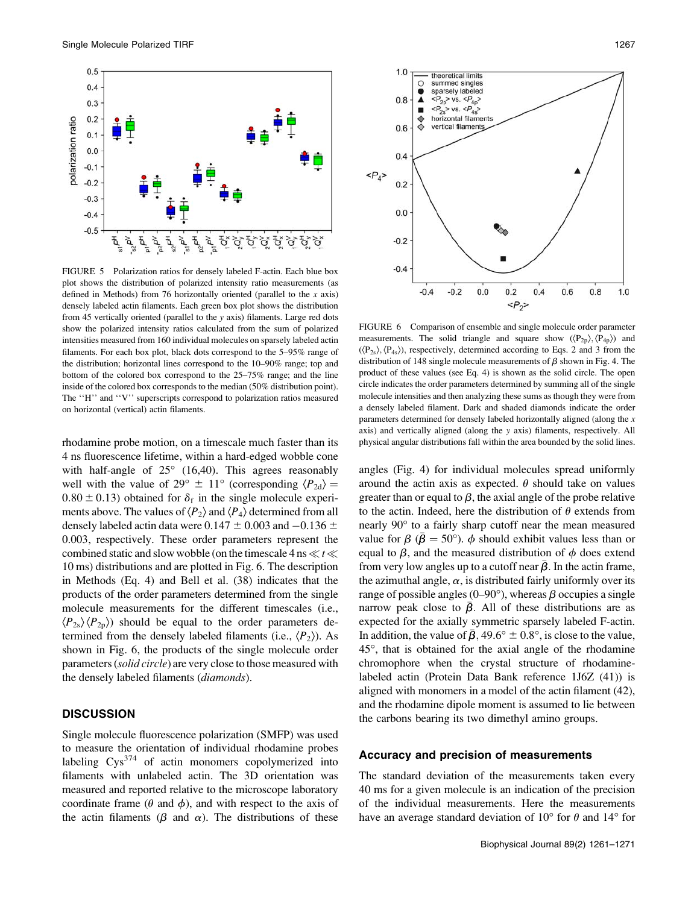FIGURE 5 Polarization ratios for densely labeled F-actin. Each blue box plot shows the distribution of polarized intensity ratio measurements (as defined in Methods) from 76 horizontally oriented (parallel to the $x$ axis) densely labeled actin filaments. Each green box plot shows the distribution from 45 vertically oriented (parallel to the $y$ axis) filaments. Large red dots show the polarized intensity ratios calculated from the sum of polarized intensities measured from 160 individual molecules on sparsely labeled actin filaments. For each box plot, black dots correspond to the 5–95% range of the distribution; horizontal lines correspond to the 10–90% range; top and bottom of the colored box correspond to the 25–75% range; and the line inside of the colored box corresponds to the median (50% distribution point). The ''H'' and ''V'' superscripts correspond to polarization ratios measured on horizontal (vertical) actin filaments.

rhodamine probe motion, on a timescale much faster than its 4 ns fluorescence lifetime, within a hard-edged wobble cone with half-angle of 25° (16,40). This agrees reasonably well with the value of 29° ± 11° (corresponding $\langle P_{2d} \rangle = 0.80 \pm 0.13$) obtained for $\delta_f$ in the single molecule experiments above. The values of $\langle P_2 \rangle$ and $\langle P_4 \rangle$ determined from all densely labeled actin data were $0.147 \pm 0.003$ and $-0.136 \pm 0.003$, respectively. These order parameters represent the combined static and slow wobble (on the timescale $4\ \text{ns} \ll t \ll 10\ \text{ms}$) distributions and are plotted in Fig. 6. The description in Methods (Eq. 4) and Bell et al. (38) indicates that the products of the order parameters determined from the single molecule measurements for the different timescales (i.e., $\langle P_{2s} \rangle \langle P_{2p} \rangle$) should be equal to the order parameters determined from the densely labeled filaments (i.e., $\langle P_2 \rangle$). As shown in Fig. 6, the products of the single molecule order parameters (*solid circle*) are very close to those measured with the densely labeled filaments (*diamonds*).

## DISCUSSION

Single molecule fluorescence polarization (SMFP) was used to measure the orientation of individual rhodamine probes labeling Cys[374] of actin monomers copolymerized into filaments with unlabeled actin. The 3D orientation was measured and reported relative to the microscope laboratory coordinate frame ($\theta$ and $\phi$), and with respect to the axis of the actin filaments ($\beta$ and $\alpha$). The distributions of these

FIGURE 6 Comparison of ensemble and single molecule order parameter measurements. The solid triangle and square show $(\langle P_{2p} \rangle, \langle P_{4p} \rangle)$ and $(\langle P_{2s} \rangle, \langle P_{4s} \rangle)$, respectively, determined according to Eqs. 2 and 3 from the distribution of 148 single molecule measurements of $\beta$ shown in Fig. 4. The product of these values (see Eq. 4) is shown as the solid circle. The open circle indicates the order parameters determined by summing all of the single molecule intensities and then analyzing these sums as though they were from a densely labeled filament. Dark and shaded diamonds indicate the order parameters determined for densely labeled horizontally aligned (along the $x$ axis) and vertically aligned (along the $y$ axis) filaments, respectively. All physical angular distributions fall within the area bounded by the solid lines.

angles (Fig. 4) for individual molecules spread uniformly around the actin axis as expected. $\theta$ should take on values greater than or equal to $\beta$, the axial angle of the probe relative to the actin. Indeed, here the distribution of $\theta$ extends from nearly 90° to a fairly sharp cutoff near the mean measured value for $\beta$ ($\bar{\beta} = 50°$). $\phi$ should exhibit values less than or equal to $\beta$, and the measured distribution of $\phi$ does extend from very low angles up to a cutoff near $\bar{\beta}$. In the actin frame, the azimuthal angle, $\alpha$, is distributed fairly uniformly over its range of possible angles (0–90°), whereas $\beta$ occupies a single narrow peak close to $\bar{\beta}$. All of these distributions are as expected for the axially symmetric sparsely labeled F-actin. In addition, the value of $\bar{\beta}$, 49.6° ± 0.8°, is close to the value, 45°, that is obtained for the axial angle of the rhodamine chromophore when the crystal structure of rhodamine-labeled actin (Protein Data Bank reference 1J6Z (41)) is aligned with monomers in a model of the actin filament (42), and the rhodamine dipole moment is assumed to lie between the carbons bearing its two dimethyl amino groups.

### Accuracy and precision of measurements

The standard deviation of the measurements taken every 40 ms for a given molecule is an indication of the precision of the individual measurements. Here the measurements have an average standard deviation of 10° for $\theta$ and 14° for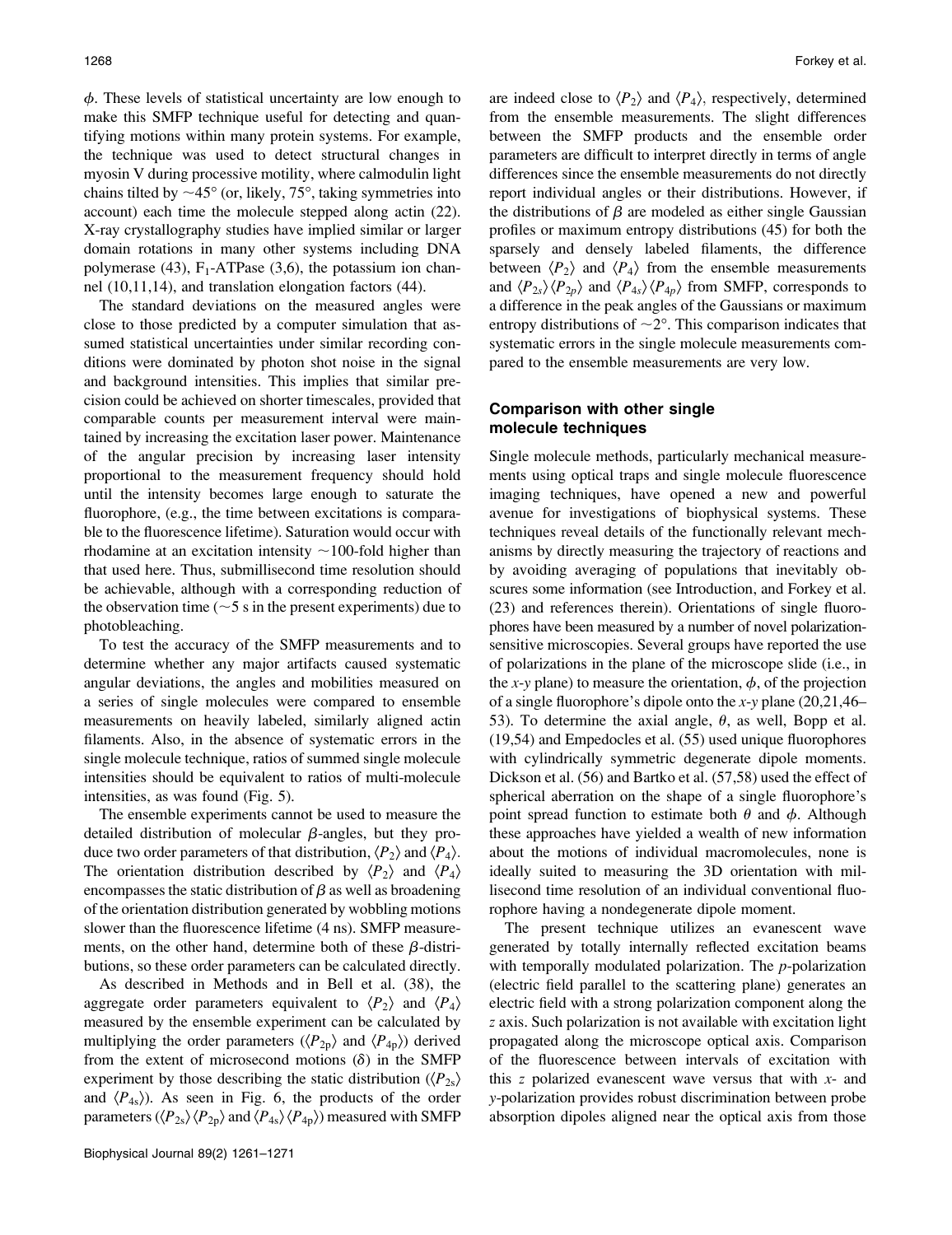$\phi$. These levels of statistical uncertainty are low enough to make this SMFP technique useful for detecting and quantifying motions within many protein systems. For example, the technique was used to detect structural changes in myosin V during processive motility, where calmodulin light chains tilted by ~45° (or, likely, 75°, taking symmetries into account) each time the molecule stepped along actin (22). X-ray crystallography studies have implied similar or larger domain rotations in many other systems including DNA polymerase (43), $F_1$-ATPase (3,6), the potassium ion channel (10,11,14), and translation elongation factors (44).

The standard deviations on the measured angles were close to those predicted by a computer simulation that assumed statistical uncertainties under similar recording conditions were dominated by photon shot noise in the signal and background intensities. This implies that similar precision could be achieved on shorter timescales, provided that comparable counts per measurement interval were maintained by increasing the excitation laser power. Maintenance of the angular precision by increasing laser intensity proportional to the measurement frequency should hold until the intensity becomes large enough to saturate the fluorophore, (e.g., the time between excitations is comparable to the fluorescence lifetime). Saturation would occur with rhodamine at an excitation intensity ~100-fold higher than that used here. Thus, submillisecond time resolution should be achievable, although with a corresponding reduction of the observation time (~5 s in the present experiments) due to photobleaching.

To test the accuracy of the SMFP measurements and to determine whether any major artifacts caused systematic angular deviations, the angles and mobilities measured on a series of single molecules were compared to ensemble measurements on heavily labeled, similarly aligned actin filaments. Also, in the absence of systematic errors in the single molecule technique, ratios of summed single molecule intensities should be equivalent to ratios of multi-molecule intensities, as was found (Fig. 5).

The ensemble experiments cannot be used to measure the detailed distribution of molecular $\beta$-angles, but they produce two order parameters of that distribution, $\langle P_2 \rangle$ and $\langle P_4 \rangle$. The orientation distribution described by $\langle P_2 \rangle$ and $\langle P_4 \rangle$ encompasses the static distribution of $\beta$ as well as broadening of the orientation distribution generated by wobbling motions slower than the fluorescence lifetime (4 ns). SMFP measurements, on the other hand, determine both of these $\beta$-distributions, so these order parameters can be calculated directly.

As described in Methods and in Bell et al. (38), the aggregate order parameters equivalent to $\langle P_2 \rangle$ and $\langle P_4 \rangle$ measured by the ensemble experiment can be calculated by multiplying the order parameters ($\langle P_{2p} \rangle$ and $\langle P_{4p} \rangle$) derived from the extent of microsecond motions ($\delta$) in the SMFP experiment by those describing the static distribution ($\langle P_{2s} \rangle$ and $\langle P_{4s} \rangle$). As seen in Fig. 6, the products of the order parameters ($\langle P_{2s} \rangle \langle P_{2p} \rangle$ and $\langle P_{4s} \rangle \langle P_{4p} \rangle$) measured with SMFP are indeed close to $\langle P_2 \rangle$ and $\langle P_4 \rangle$, respectively, determined from the ensemble measurements. The slight differences between the SMFP products and the ensemble order parameters are difficult to interpret directly in terms of angle differences since the ensemble measurements do not directly report individual angles or their distributions. However, if the distributions of $\beta$ are modeled as either single Gaussian profiles or maximum entropy distributions (45) for both the sparsely and densely labeled filaments, the difference between $\langle P_2 \rangle$ and $\langle P_4 \rangle$ from the ensemble measurements and $\langle P_{2s} \rangle \langle P_{2p} \rangle$ and $\langle P_{4s} \rangle \langle P_{4p} \rangle$ from SMFP, corresponds to a difference in the peak angles of the Gaussians or maximum entropy distributions of ~2°. This comparison indicates that systematic errors in the single molecule measurements compared to the ensemble measurements are very low.

## Comparison with other single molecule techniques

Single molecule methods, particularly mechanical measurements using optical traps and single molecule fluorescence imaging techniques, have opened a new and powerful avenue for investigations of biophysical systems. These techniques reveal details of the functionally relevant mechanisms by directly measuring the trajectory of reactions and by avoiding averaging of populations that inevitably obscures some information (see Introduction, and Forkey et al. (23) and references therein). Orientations of single fluorophores have been measured by a number of novel polarization-sensitive microscopies. Several groups have reported the use of polarizations in the plane of the microscope slide (i.e., in the $x$-$y$ plane) to measure the orientation, $\phi$, of the projection of a single fluorophore's dipole onto the $x$-$y$ plane (20,21,46–53). To determine the axial angle, $\theta$, as well, Bopp et al. (19,54) and Empedocles et al. (55) used unique fluorophores with cylindrically symmetric degenerate dipole moments. Dickson et al. (56) and Bartko et al. (57,58) used the effect of spherical aberration on the shape of a single fluorophore's point spread function to estimate both $\theta$ and $\phi$. Although these approaches have yielded a wealth of new information about the motions of individual macromolecules, none is ideally suited to measuring the 3D orientation with millisecond time resolution of an individual conventional fluorophore having a nondegenerate dipole moment.

The present technique utilizes an evanescent wave generated by totally internally reflected excitation beams with temporally modulated polarization. The $p$-polarization (electric field parallel to the scattering plane) generates an electric field with a strong polarization component along the $z$ axis. Such polarization is not available with excitation light propagated along the microscope optical axis. Comparison of the fluorescence between intervals of excitation with this $z$ polarized evanescent wave versus that with $x$- and $y$-polarization provides robust discrimination between probe absorption dipoles aligned near the optical axis from those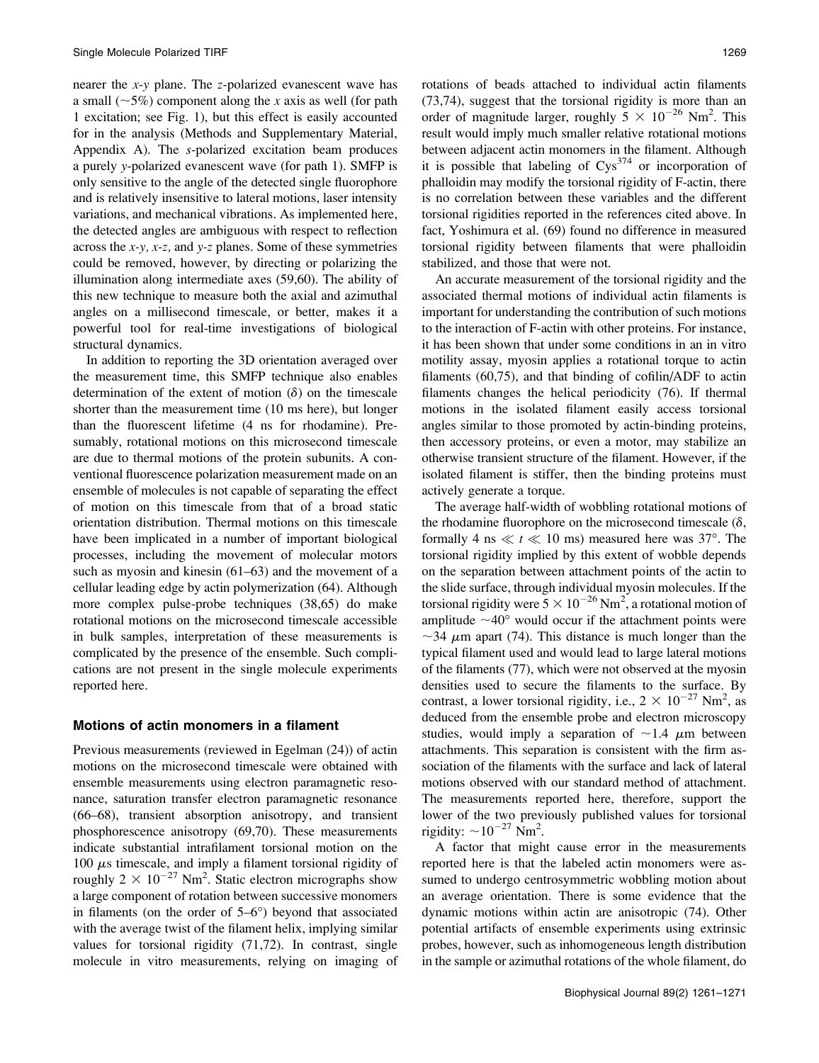nearer the *x-y* plane. The *z*-polarized evanescent wave has a small (~5%) component along the *x* axis as well (for path 1 excitation; see Fig. 1), but this effect is easily accounted for in the analysis (Methods and Supplementary Material, Appendix A). The *s*-polarized excitation beam produces a purely *y*-polarized evanescent wave (for path 1). SMFP is only sensitive to the angle of the detected single fluorophore and is relatively insensitive to lateral motions, laser intensity variations, and mechanical vibrations. As implemented here, the detected angles are ambiguous with respect to reflection across the *x-y*, *x-z*, and *y-z* planes. Some of these symmetries could be removed, however, by directing or polarizing the illumination along intermediate axes (59,60). The ability of this new technique to measure both the axial and azimuthal angles on a millisecond timescale, or better, makes it a powerful tool for real-time investigations of biological structural dynamics.

In addition to reporting the 3D orientation averaged over the measurement time, this SMFP technique also enables determination of the extent of motion ($\delta$) on the timescale shorter than the measurement time (10 ms here), but longer than the fluorescent lifetime (4 ns for rhodamine). Presumably, rotational motions on this microsecond timescale are due to thermal motions of the protein subunits. A conventional fluorescence polarization measurement made on an ensemble of molecules is not capable of separating the effect of motion on this timescale from that of a broad static orientation distribution. Thermal motions on this timescale have been implicated in a number of important biological processes, including the movement of molecular motors such as myosin and kinesin (61–63) and the movement of a cellular leading edge by actin polymerization (64). Although more complex pulse-probe techniques (38,65) do make rotational motions on the microsecond timescale accessible in bulk samples, interpretation of these measurements is complicated by the presence of the ensemble. Such complications are not present in the single molecule experiments reported here.

### Motions of actin monomers in a filament

Previous measurements (reviewed in Egelman (24)) of actin motions on the microsecond timescale were obtained with ensemble measurements using electron paramagnetic resonance, saturation transfer electron paramagnetic resonance (66–68), transient absorption anisotropy, and transient phosphorescence anisotropy (69,70). These measurements indicate substantial intrafilament torsional motion on the 100 $\mu$s timescale, and imply a filament torsional rigidity of roughly $2 \times 10^{-27}$ Nm$^2$. Static electron micrographs show a large component of rotation between successive monomers in filaments (on the order of 5–6°) beyond that associated with the average twist of the filament helix, implying similar values for torsional rigidity (71,72). In contrast, single molecule in vitro measurements, relying on imaging of rotations of beads attached to individual actin filaments (73,74), suggest that the torsional rigidity is more than an order of magnitude larger, roughly $5 \times 10^{-26}$ Nm$^2$. This result would imply much smaller relative rotational motions between adjacent actin monomers in the filament. Although it is possible that labeling of Cys$^{374}$ or incorporation of phalloidin may modify the torsional rigidity of F-actin, there is no correlation between these variables and the different torsional rigidities reported in the references cited above. In fact, Yoshimura et al. (69) found no difference in measured torsional rigidity between filaments that were phalloidin stabilized, and those that were not.

An accurate measurement of the torsional rigidity and the associated thermal motions of individual actin filaments is important for understanding the contribution of such motions to the interaction of F-actin with other proteins. For instance, it has been shown that under some conditions in an in vitro motility assay, myosin applies a rotational torque to actin filaments (60,75), and that binding of cofilin/ADF to actin filaments changes the helical periodicity (76). If thermal motions in the isolated filament easily access torsional angles similar to those promoted by actin-binding proteins, then accessory proteins, or even a motor, may stabilize an otherwise transient structure of the filament. However, if the isolated filament is stiffer, then the binding proteins must actively generate a torque.

The average half-width of wobbling rotational motions of the rhodamine fluorophore on the microsecond timescale ($\delta$, formally 4 ns $\ll t \ll$ 10 ms) measured here was 37°. The torsional rigidity implied by this extent of wobble depends on the separation between attachment points of the actin to the slide surface, through individual myosin molecules. If the torsional rigidity were $5 \times 10^{-26}$ Nm$^2$, a rotational motion of amplitude ~40° would occur if the attachment points were ~34 $\mu$m apart (74). This distance is much longer than the typical filament used and would lead to large lateral motions of the filaments (77), which were not observed at the myosin densities used to secure the filaments to the surface. By contrast, a lower torsional rigidity, i.e., $2 \times 10^{-27}$ Nm$^2$, as deduced from the ensemble probe and electron microscopy studies, would imply a separation of ~1.4 $\mu$m between attachments. This separation is consistent with the firm association of the filaments with the surface and lack of lateral motions observed with our standard method of attachment. The measurements reported here, therefore, support the lower of the two previously published values for torsional rigidity: ~$10^{-27}$ Nm$^2$.

A factor that might cause error in the measurements reported here is that the labeled actin monomers were assumed to undergo centrosymmetric wobbling motion about an average orientation. There is some evidence that the dynamic motions within actin are anisotropic (74). Other potential artifacts of ensemble experiments using extrinsic probes, however, such as inhomogeneous length distribution in the sample or azimuthal rotations of the whole filament, do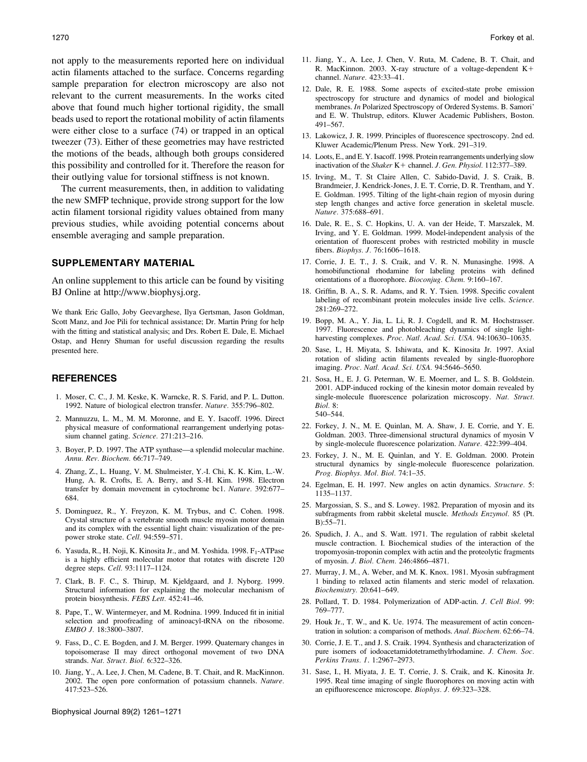not apply to the measurements reported here on individual actin filaments attached to the surface. Concerns regarding sample preparation for electron microscopy are also not relevant to the current measurements. In the works cited above that found much higher tortional rigidity, the small beads used to report the rotational mobility of actin filaments were either close to a surface (74) or trapped in an optical tweezer (73). Either of these geometries may have restricted the motions of the beads, although both groups considered this possibility and controlled for it. Therefore the reason for their outlying value for torsional stiffness is not known.

The current measurements, then, in addition to validating the new SMFP technique, provide strong support for the low actin filament torsional rigidity values obtained from many previous studies, while avoiding potential concerns about ensemble averaging and sample preparation.

## SUPPLEMENTARY MATERIAL

An online supplement to this article can be found by visiting BJ Online at http://www.biophysj.org.

We thank Eric Gallo, Joby Geevarghese, Ilya Gertsman, Jason Goldman, Scott Manz, and Joe Pili for technical assistance; Dr. Martin Pring for help with the fitting and statistical analysis; and Drs. Robert E. Dale, E. Michael Ostap, and Henry Shuman for useful discussion regarding the results presented here.

## REFERENCES

1. Moser, C. C., J. M. Keske, K. Warncke, R. S. Farid, and P. L. Dutton. 1992. Nature of biological electron transfer. *Nature*. 355:796–802.
2. Mannuzzu, L. M., M. M. Moronne, and E. Y. Isacoff. 1996. Direct physical measure of conformational rearrangement underlying potassium channel gating. *Science*. 271:213–216.
3. Boyer, P. D. 1997. The ATP synthase—a splendid molecular machine. *Annu. Rev. Biochem.* 66:717–749.
4. Zhang, Z., L. Huang, V. M. Shulmeister, Y.-I. Chi, K. K. Kim, L.-W. Hung, A. R. Crofts, E. A. Berry, and S.-H. Kim. 1998. Electron transfer by domain movement in cytochrome bc1. *Nature*. 392:677–684.
5. Dominguez, R., Y. Freyzon, K. M. Trybus, and C. Cohen. 1998. Crystal structure of a vertebrate smooth muscle myosin motor domain and its complex with the essential light chain: visualization of the pre-power stroke state. *Cell*. 94:559–571.
6. Yasuda, R., H. Noji, K. Kinosita Jr., and M. Yoshida. 1998. $F_1$-ATPase is a highly efficient molecular motor that rotates with discrete 120 degree steps. *Cell*. 93:1117–1124.
7. Clark, B. F. C., S. Thirup, M. Kjeldgaard, and J. Nyborg. 1999. Structural information for explaining the molecular mechanism of protein biosynthesis. *FEBS Lett*. 452:41–46.
8. Pape, T., W. Wintermeyer, and M. Rodnina. 1999. Induced fit in initial selection and proofreading of aminoacyl-tRNA on the ribosome. *EMBO J*. 18:3800–3807.
9. Fass, D., C. E. Bogden, and J. M. Berger. 1999. Quaternary changes in topoisomerase II may direct orthogonal movement of two DNA strands. *Nat. Struct. Biol.* 6:322–326.
10. Jiang, Y., A. Lee, J. Chen, M. Cadene, B. T. Chait, and R. MacKinnon. 2002. The open pore conformation of potassium channels. *Nature*. 417:523–526.
11. Jiang, Y., A. Lee, J. Chen, V. Ruta, M. Cadene, B. T. Chait, and R. MacKinnon. 2003. X-ray structure of a voltage-dependent K+ channel. *Nature*. 423:33–41.
12. Dale, R. E. 1988. Some aspects of excited-state probe emission spectroscopy for structure and dynamics of model and biological membranes. *In* Polarized Spectroscopy of Ordered Systems. B. Samori' and E. W. Thulstrup, editors. Kluwer Academic Publishers, Boston. 491–567.
13. Lakowicz, J. R. 1999. Principles of fluorescence spectroscopy. 2nd ed. Kluwer Academic/Plenum Press. New York. 291–319.
14. Loots, E., and E. Y. Isacoff. 1998. Protein rearrangements underlying slow inactivation of the *Shaker* K+ channel. *J. Gen. Physiol.* 112:377–389.
15. Irving, M., T. St Claire Allen, C. Sabido-David, J. S. Craik, B. Brandmeier, J. Kendrick-Jones, J. E. T. Corrie, D. R. Trentham, and Y. E. Goldman. 1995. Tilting of the light-chain region of myosin during step length changes and active force generation in skeletal muscle. *Nature*. 375:688–691.
16. Dale, R. E., S. C. Hopkins, U. A. van der Heide, T. Marszalek, M. Irving, and Y. E. Goldman. 1999. Model-independent analysis of the orientation of fluorescent probes with restricted mobility in muscle fibers. *Biophys. J.* 76:1606–1618.
17. Corrie, J. E. T., J. S. Craik, and V. R. N. Munasinghe. 1998. A homobifunctional rhodamine for labeling proteins with defined orientations of a fluorophore. *Bioconjug. Chem.* 9:160–167.
18. Griffin, B. A., S. R. Adams, and R. Y. Tsien. 1998. Specific covalent labeling of recombinant protein molecules inside live cells. *Science*. 281:269–272.
19. Bopp, M. A., Y. Jia, L. Li, R. J. Cogdell, and R. M. Hochstrasser. 1997. Fluorescence and photobleaching dynamics of single light-harvesting complexes. *Proc. Natl. Acad. Sci. USA*. 94:10630–10635.
20. Sase, I., H. Miyata, S. Ishiwata, and K. Kinosita Jr. 1997. Axial rotation of sliding actin filaments revealed by single-fluorophore imaging. *Proc. Natl. Acad. Sci. USA*. 94:5646–5650.
21. Sosa, H., E. J. G. Peterman, W. E. Moerner, and L. S. B. Goldstein. 2001. ADP-induced rocking of the kinesin motor domain revealed by single-molecule fluorescence polarization microscopy. *Nat. Struct. Biol.* 8: 540–544.
22. Forkey, J. N., M. E. Quinlan, M. A. Shaw, J. E. Corrie, and Y. E. Goldman. 2003. Three-dimensional structural dynamics of myosin V by single-molecule fluorescence polarization. *Nature*. 422:399–404.
23. Forkey, J. N., M. E. Quinlan, and Y. E. Goldman. 2000. Protein structural dynamics by single-molecule fluorescence polarization. *Prog. Biophys. Mol. Biol.* 74:1–35.
24. Egelman, E. H. 1997. New angles on actin dynamics. *Structure*. 5: 1135–1137.
25. Margossian, S. S., and S. Lowey. 1982. Preparation of myosin and its subfragments from rabbit skeletal muscle. *Methods Enzymol.* 85 (Pt. B):55–71.
26. Spudich, J. A., and S. Watt. 1971. The regulation of rabbit skeletal muscle contraction. I. Biochemical studies of the interaction of the tropomyosin-troponin complex with actin and the proteolytic fragments of myosin. *J. Biol. Chem.* 246:4866–4871.
27. Murray, J. M., A. Weber, and M. K. Knox. 1981. Myosin subfragment 1 binding to relaxed actin filaments and steric model of relaxation. *Biochemistry*. 20:641–649.
28. Pollard, T. D. 1984. Polymerization of ADP-actin. *J. Cell Biol.* 99: 769–777.
29. Houk Jr., T. W., and K. Ue. 1974. The measurement of actin concentration in solution: a comparison of methods. *Anal. Biochem.* 62:66–74.
30. Corrie, J. E. T., and J. S. Craik. 1994. Synthesis and characterization of pure isomers of iodoacetamidotetramethylrhodamine. *J. Chem. Soc. Perkins Trans. 1*. 1:2967–2973.
31. Sase, I., H. Miyata, J. E. T. Corrie, J. S. Craik, and K. Kinosita Jr. 1995. Real time imaging of single fluorophores on moving actin with an epifluorescence microscope. *Biophys. J.* 69:323–328.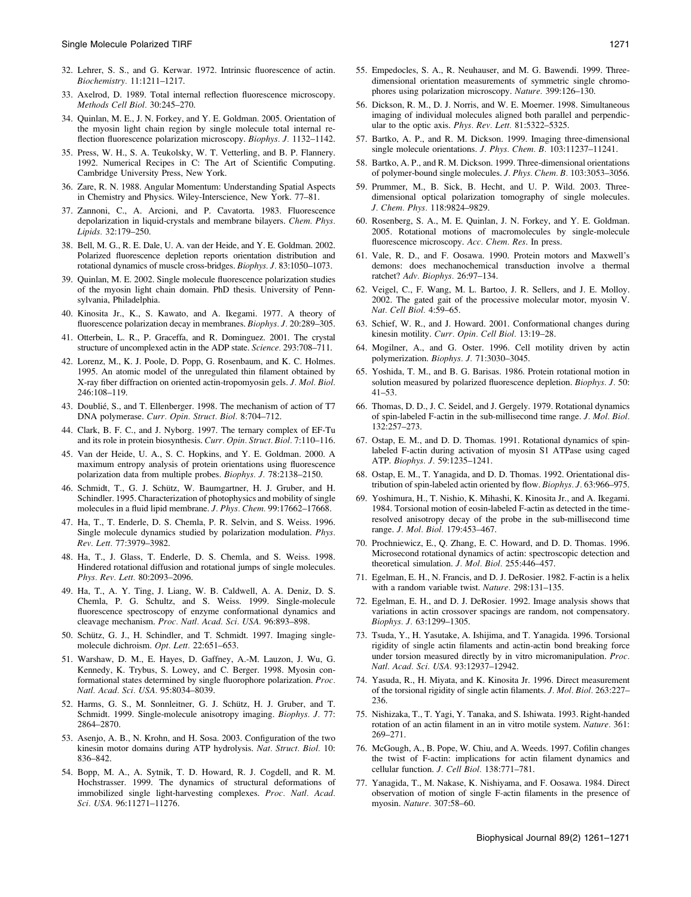32. Lehrer, S. S., and G. Kerwar. 1972. Intrinsic fluorescence of actin. *Biochemistry.* 11:1211–1217.

33. Axelrod, D. 1989. Total internal reflection fluorescence microscopy. *Methods Cell Biol.* 30:245–270.

34. Quinlan, M. E., J. N. Forkey, and Y. E. Goldman. 2005. Orientation of the myosin light chain region by single molecule total internal reflection fluorescence polarization microscopy. *Biophys. J.* 1132–1142.

35. Press, W. H., S. A. Teukolsky, W. T. Vetterling, and B. P. Flannery. 1992. Numerical Recipes in C: The Art of Scientific Computing. Cambridge University Press, New York.

36. Zare, R. N. 1988. Angular Momentum: Understanding Spatial Aspects in Chemistry and Physics. Wiley-Interscience, New York. 77–81.

37. Zannoni, C., A. Arcioni, and P. Cavatorta. 1983. Fluorescence depolarization in liquid-crystals and membrane bilayers. *Chem. Phys. Lipids.* 32:179–250.

38. Bell, M. G., R. E. Dale, U. A. van der Heide, and Y. E. Goldman. 2002. Polarized fluorescence depletion reports orientation distribution and rotational dynamics of muscle cross-bridges. *Biophys. J.* 83:1050–1073.

39. Quinlan, M. E. 2002. Single molecule fluorescence polarization studies of the myosin light chain domain. PhD thesis. University of Pennsylvania, Philadelphia.

40. Kinosita Jr., K., S. Kawato, and A. Ikegami. 1977. A theory of fluorescence polarization decay in membranes. *Biophys. J.* 20:289–305.

41. Otterbein, L. R., P. Graceffa, and R. Dominguez. 2001. The crystal structure of uncomplexed actin in the ADP state. *Science.* 293:708–711.

42. Lorenz, M., K. J. Poole, D. Popp, G. Rosenbaum, and K. C. Holmes. 1995. An atomic model of the unregulated thin filament obtained by X-ray fiber diffraction on oriented actin-tropomyosin gels. *J. Mol. Biol.* 246:108–119.

43. Doublié, S., and T. Ellenberger. 1998. The mechanism of action of T7 DNA polymerase. *Curr. Opin. Struct. Biol.* 8:704–712.

44. Clark, B. F. C., and J. Nyborg. 1997. The ternary complex of EF-Tu and its role in protein biosynthesis. *Curr. Opin. Struct. Biol.* 7:110–116.

45. Van der Heide, U. A., S. C. Hopkins, and Y. E. Goldman. 2000. A maximum entropy analysis of protein orientations using fluorescence polarization data from multiple probes. *Biophys. J.* 78:2138–2150.

46. Schmidt, T., G. J. Schütz, W. Baumgartner, H. J. Gruber, and H. Schindler. 1995. Characterization of photophysics and mobility of single molecules in a fluid lipid membrane. *J. Phys. Chem.* 99:17662–17668.

47. Ha, T., T. Enderle, D. S. Chemla, P. R. Selvin, and S. Weiss. 1996. Single molecule dynamics studied by polarization modulation. *Phys. Rev. Lett.* 77:3979–3982.

48. Ha, T., J. Glass, T. Enderle, D. S. Chemla, and S. Weiss. 1998. Hindered rotational diffusion and rotational jumps of single molecules. *Phys. Rev. Lett.* 80:2093–2096.

49. Ha, T., A. Y. Ting, J. Liang, W. B. Caldwell, A. A. Deniz, D. S. Chemla, P. G. Schultz, and S. Weiss. 1999. Single-molecule fluorescence spectroscopy of enzyme conformational dynamics and cleavage mechanism. *Proc. Natl. Acad. Sci. USA.* 96:893–898.

50. Schütz, G. J., H. Schindler, and T. Schmidt. 1997. Imaging single-molecule dichroism. *Opt. Lett.* 22:651–653.

51. Warshaw, D. M., E. Hayes, D. Gaffney, A.-M. Lauzon, J. Wu, G. Kennedy, K. Trybus, S. Lowey, and C. Berger. 1998. Myosin conformational states determined by single fluorophore polarization. *Proc. Natl. Acad. Sci. USA.* 95:8034–8039.

52. Harms, G. S., M. Sonnleitner, G. J. Schütz, H. J. Gruber, and T. Schmidt. 1999. Single-molecule anisotropy imaging. *Biophys. J.* 77: 2864–2870.

53. Asenjo, A. B., N. Krohn, and H. Sosa. 2003. Configuration of the two kinesin motor domains during ATP hydrolysis. *Nat. Struct. Biol.* 10: 836–842.

54. Bopp, M. A., A. Sytnik, T. D. Howard, R. J. Cogdell, and R. M. Hochstrasser. 1999. The dynamics of structural deformations of immobilized single light-harvesting complexes. *Proc. Natl. Acad. Sci. USA.* 96:11271–11276.

55. Empedocles, S. A., R. Neuhauser, and M. G. Bawendi. 1999. Three-dimensional orientation measurements of symmetric single chromophores using polarization microscopy. *Nature.* 399:126–130.

56. Dickson, R. M., D. J. Norris, and W. E. Moerner. 1998. Simultaneous imaging of individual molecules aligned both parallel and perpendicular to the optic axis. *Phys. Rev. Lett.* 81:5322–5325.

57. Bartko, A. P., and R. M. Dickson. 1999. Imaging three-dimensional single molecule orientations. *J. Phys. Chem. B.* 103:11237–11241.

58. Bartko, A. P., and R. M. Dickson. 1999. Three-dimensional orientations of polymer-bound single molecules. *J. Phys. Chem. B.* 103:3053–3056.

59. Prummer, M., B. Sick, B. Hecht, and U. P. Wild. 2003. Three-dimensional optical polarization tomography of single molecules. *J. Chem. Phys.* 118:9824–9829.

60. Rosenberg, S. A., M. E. Quinlan, J. N. Forkey, and Y. E. Goldman. 2005. Rotational motions of macromolecules by single-molecule fluorescence microscopy. *Acc. Chem. Res.* In press.

61. Vale, R. D., and F. Oosawa. 1990. Protein motors and Maxwell's demons: does mechanochemical transduction involve a thermal ratchet? *Adv. Biophys.* 26:97–134.

62. Veigel, C., F. Wang, M. L. Bartoo, J. R. Sellers, and J. E. Molloy. 2002. The gated gait of the processive molecular motor, myosin V. *Nat. Cell Biol.* 4:59–65.

63. Schief, W. R., and J. Howard. 2001. Conformational changes during kinesin motility. *Curr. Opin. Cell Biol.* 13:19–28.

64. Mogilner, A., and G. Oster. 1996. Cell motility driven by actin polymerization. *Biophys. J.* 71:3030–3045.

65. Yoshida, T. M., and B. G. Barisas. 1986. Protein rotational motion in solution measured by polarized fluorescence depletion. *Biophys. J.* 50: 41–53.

66. Thomas, D. D., J. C. Seidel, and J. Gergely. 1979. Rotational dynamics of spin-labeled F-actin in the sub-millisecond time range. *J. Mol. Biol.* 132:257–273.

67. Ostap, E. M., and D. D. Thomas. 1991. Rotational dynamics of spin-labeled F-actin during activation of myosin S1 ATPase using caged ATP. *Biophys. J.* 59:1235–1241.

68. Ostap, E. M., T. Yanagida, and D. D. Thomas. 1992. Orientational distribution of spin-labeled actin oriented by flow. *Biophys. J.* 63:966–975.

69. Yoshimura, H., T. Nishio, K. Mihashi, K. Kinosita Jr., and A. Ikegami. 1984. Torsional motion of eosin-labeled F-actin as detected in the time-resolved anisotropy decay of the probe in the sub-millisecond time range. *J. Mol. Biol.* 179:453–467.

70. Prochniewicz, E., Q. Zhang, E. C. Howard, and D. D. Thomas. 1996. Microsecond rotational dynamics of actin: spectroscopic detection and theoretical simulation. *J. Mol. Biol.* 255:446–457.

71. Egelman, E. H., N. Francis, and D. J. DeRosier. 1982. F-actin is a helix with a random variable twist. *Nature.* 298:131–135.

72. Egelman, E. H., and D. J. DeRosier. 1992. Image analysis shows that variations in actin crossover spacings are random, not compensatory. *Biophys. J.* 63:1299–1305.

73. Tsuda, Y., H. Yasutake, A. Ishijima, and T. Yanagida. 1996. Torsional rigidity of single actin filaments and actin-actin bond breaking force under torsion measured directly by in vitro micromanipulation. *Proc. Natl. Acad. Sci. USA.* 93:12937–12942.

74. Yasuda, R., H. Miyata, and K. Kinosita Jr. 1996. Direct measurement of the torsional rigidity of single actin filaments. *J. Mol. Biol.* 263:227–236.

75. Nishizaka, T., T. Yagi, Y. Tanaka, and S. Ishiwata. 1993. Right-handed rotation of an actin filament in an in vitro motile system. *Nature.* 361: 269–271.

76. McGough, A., B. Pope, W. Chiu, and A. Weeds. 1997. Cofilin changes the twist of F-actin: implications for actin filament dynamics and cellular function. *J. Cell Biol.* 138:771–781.

77. Yanagida, T., M. Nakase, K. Nishiyama, and F. Oosawa. 1984. Direct observation of motion of single F-actin filaments in the presence of myosin. *Nature.* 307:58–60.